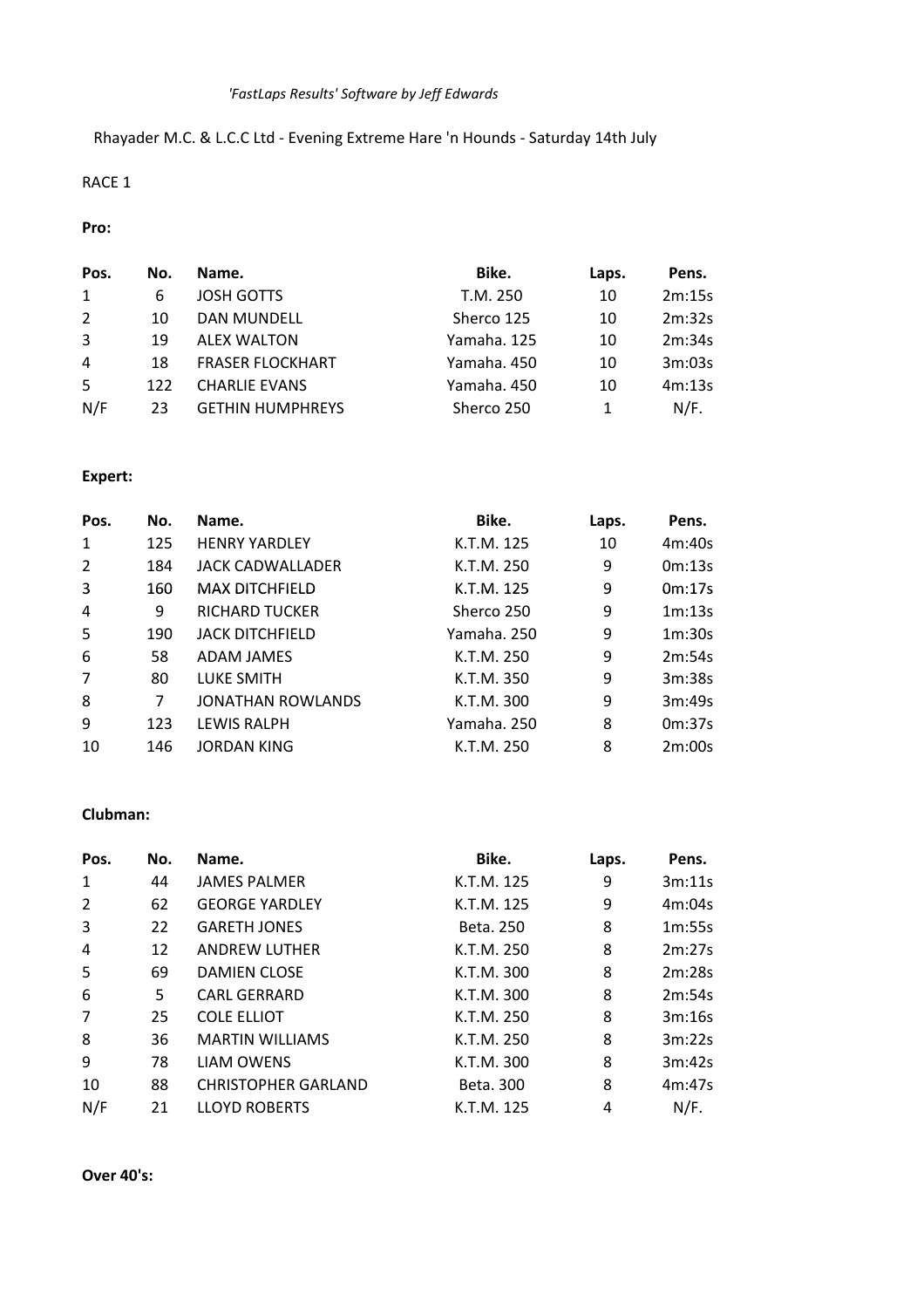*'FastLaps Results' Software by Jeff Edwards*

Rhayader M.C. & L.C.C Ltd - Evening Extreme Hare 'n Hounds - Saturday 14th July

RACE 1

**Pro:**

| Pos. | No. | Name. | Bike. | Laps. | Pens. |
|---|---|---|---|---|---|
| 1 | 6 | JOSH GOTTS | T.M. 250 | 10 | 2m:15s |
| 2 | 10 | DAN MUNDELL | Sherco 125 | 10 | 2m:32s |
| 3 | 19 | ALEX WALTON | Yamaha. 125 | 10 | 2m:34s |
| 4 | 18 | FRASER FLOCKHART | Yamaha. 450 | 10 | 3m:03s |
| 5 | 122 | CHARLIE EVANS | Yamaha. 450 | 10 | 4m:13s |
| N/F | 23 | GETHIN HUMPHREYS | Sherco 250 | 1 | N/F. |

**Expert:**

| Pos. | No. | Name. | Bike. | Laps. | Pens. |
|---|---|---|---|---|---|
| 1 | 125 | HENRY YARDLEY | K.T.M. 125 | 10 | 4m:40s |
| 2 | 184 | JACK CADWALLADER | K.T.M. 250 | 9 | 0m:13s |
| 3 | 160 | MAX DITCHFIELD | K.T.M. 125 | 9 | 0m:17s |
| 4 | 9 | RICHARD TUCKER | Sherco 250 | 9 | 1m:13s |
| 5 | 190 | JACK DITCHFIELD | Yamaha. 250 | 9 | 1m:30s |
| 6 | 58 | ADAM JAMES | K.T.M. 250 | 9 | 2m:54s |
| 7 | 80 | LUKE SMITH | K.T.M. 350 | 9 | 3m:38s |
| 8 | 7 | JONATHAN ROWLANDS | K.T.M. 300 | 9 | 3m:49s |
| 9 | 123 | LEWIS RALPH | Yamaha. 250 | 8 | 0m:37s |
| 10 | 146 | JORDAN KING | K.T.M. 250 | 8 | 2m:00s |

**Clubman:**

| Pos. | No. | Name. | Bike. | Laps. | Pens. |
|---|---|---|---|---|---|
| 1 | 44 | JAMES PALMER | K.T.M. 125 | 9 | 3m:11s |
| 2 | 62 | GEORGE YARDLEY | K.T.M. 125 | 9 | 4m:04s |
| 3 | 22 | GARETH JONES | Beta. 250 | 8 | 1m:55s |
| 4 | 12 | ANDREW LUTHER | K.T.M. 250 | 8 | 2m:27s |
| 5 | 69 | DAMIEN CLOSE | K.T.M. 300 | 8 | 2m:28s |
| 6 | 5 | CARL GERRARD | K.T.M. 300 | 8 | 2m:54s |
| 7 | 25 | COLE ELLIOT | K.T.M. 250 | 8 | 3m:16s |
| 8 | 36 | MARTIN WILLIAMS | K.T.M. 250 | 8 | 3m:22s |
| 9 | 78 | LIAM OWENS | K.T.M. 300 | 8 | 3m:42s |
| 10 | 88 | CHRISTOPHER GARLAND | Beta. 300 | 8 | 4m:47s |
| N/F | 21 | LLOYD ROBERTS | K.T.M. 125 | 4 | N/F. |

**Over 40's:**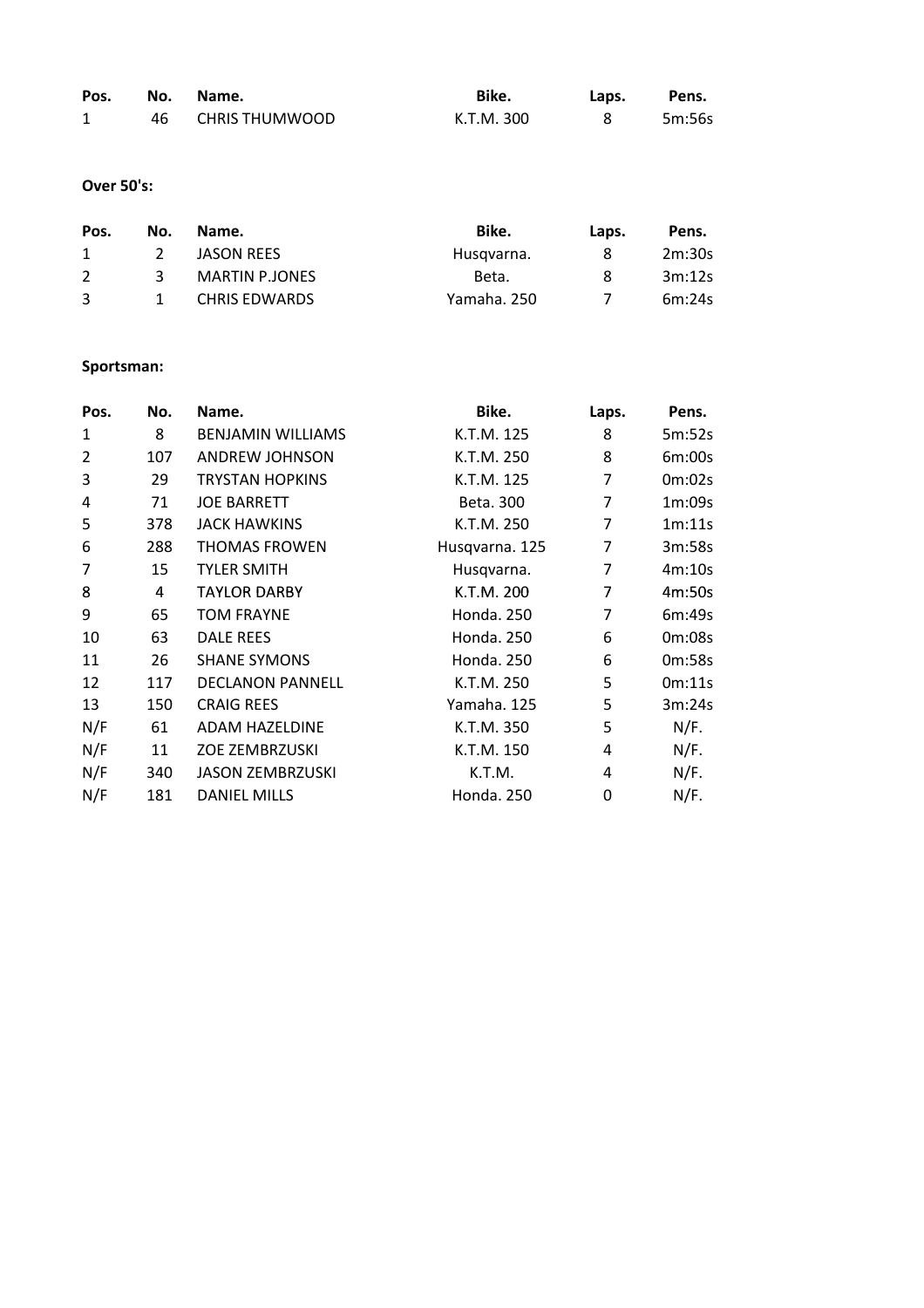| Pos. | No. | Name. | Bike. | Laps. | Pens. |
|---|---|---|---|---|---|
| 1 | 46 | CHRIS THUMWOOD | K.T.M. 300 | 8 | 5m:56s |

**Over 50's:**

| Pos. | No. | Name. | Bike. | Laps. | Pens. |
|---|---|---|---|---|---|
| 1 | 2 | JASON REES | Husqvarna. | 8 | 2m:30s |
| 2 | 3 | MARTIN P.JONES | Beta. | 8 | 3m:12s |
| 3 | 1 | CHRIS EDWARDS | Yamaha. 250 | 7 | 6m:24s |

**Sportsman:**

| Pos. | No. | Name. | Bike. | Laps. | Pens. |
|---|---|---|---|---|---|
| 1 | 8 | BENJAMIN WILLIAMS | K.T.M. 125 | 8 | 5m:52s |
| 2 | 107 | ANDREW JOHNSON | K.T.M. 250 | 8 | 6m:00s |
| 3 | 29 | TRYSTAN HOPKINS | K.T.M. 125 | 7 | 0m:02s |
| 4 | 71 | JOE BARRETT | Beta. 300 | 7 | 1m:09s |
| 5 | 378 | JACK HAWKINS | K.T.M. 250 | 7 | 1m:11s |
| 6 | 288 | THOMAS FROWEN | Husqvarna. 125 | 7 | 3m:58s |
| 7 | 15 | TYLER SMITH | Husqvarna. | 7 | 4m:10s |
| 8 | 4 | TAYLOR DARBY | K.T.M. 200 | 7 | 4m:50s |
| 9 | 65 | TOM FRAYNE | Honda. 250 | 7 | 6m:49s |
| 10 | 63 | DALE REES | Honda. 250 | 6 | 0m:08s |
| 11 | 26 | SHANE SYMONS | Honda. 250 | 6 | 0m:58s |
| 12 | 117 | DECLANON PANNELL | K.T.M. 250 | 5 | 0m:11s |
| 13 | 150 | CRAIG REES | Yamaha. 125 | 5 | 3m:24s |
| N/F | 61 | ADAM HAZELDINE | K.T.M. 350 | 5 | N/F. |
| N/F | 11 | ZOE ZEMBRZUSKI | K.T.M. 150 | 4 | N/F. |
| N/F | 340 | JASON ZEMBRZUSKI | K.T.M. | 4 | N/F. |
| N/F | 181 | DANIEL MILLS | Honda. 250 | 0 | N/F. |